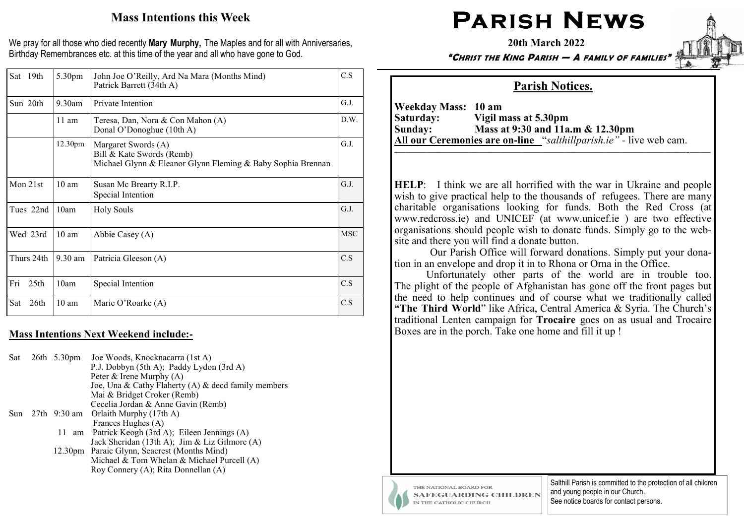## Mass Intentions this Week

We pray for all those who died recently **Mary Murphy,** The Maples and for all with Anniversaries, Birthday Remembrances etc. at this time of the year and all who have gone to God.

| | | | |
|---|---|---|---|
| Sat 19th | 5.30pm | John Joe O'Reilly, Ard Na Mara (Months Mind)<br>Patrick Barrett (34th A) | C.S |
| Sun 20th | 9.30am | Private Intention | G.J. |
| | 11 am | Teresa, Dan, Nora & Con Mahon (A)<br>Donal O'Donoghue (10th A) | D.W. |
| | 12.30pm | Margaret Swords (A)<br>Bill & Kate Swords (Remb)<br>Michael Glynn & Eleanor Glynn Fleming & Baby Sophia Brennan | G.J. |
| Mon 21st | 10 am | Susan Mc Brearty R.I.P.<br>Special Intention | G.J. |
| Tues 22nd | 10am | Holy Souls | G.J. |
| Wed 23rd | 10 am | Abbie Casey (A) | MSC |
| Thurs 24th | 9.30 am | Patricia Gleeson (A) | C.S |
| Fri 25th | 10am | Special Intention | C.S |
| Sat 26th | 10 am | Marie O'Roarke (A) | C.S |

### Mass Intentions Next Weekend include:-

Sat 26th 5.30pm Joe Woods, Knocknacarra (1st A)
P.J. Dobbyn (5th A); Paddy Lydon (3rd A)
Peter & Irene Murphy (A)
Joe, Una & Cathy Flaherty (A) & decd family members
Mai & Bridget Croker (Remb)
Cecelia Jordan & Anne Gavin (Remb)

Sun 27th 9:30 am Orlaith Murphy (17th A)
Frances Hughes (A)

11 am Patrick Keogh (3rd A); Eileen Jennings (A)
Jack Sheridan (13th A); Jim & Liz Gilmore (A)

12.30pm Paraic Glynn, Seacrest (Months Mind)
Michael & Tom Whelan & Michael Purcell (A)
Roy Connery (A); Rita Donnellan (A)

# Parish News

**20th March 2022**

***"Christ the King Parish — A family of families"***

## Parish Notices.

**Weekday Mass: 10 am**
**Saturday: Vigil mass at 5.30pm**
**Sunday: Mass at 9:30 and 11a.m & 12.30pm**
**All our Ceremonies are on-line** "*salthillparish.ie"* - live web cam.

**HELP**: I think we are all horrified with the war in Ukraine and people wish to give practical help to the thousands of refugees. There are many charitable organisations looking for funds. Both the Red Cross (at www.redcross.ie) and UNICEF (at www.unicef.ie ) are two effective organisations should people wish to donate funds. Simply go to the web-site and there you will find a donate button.

Our Parish Office will forward donations. Simply put your donation in an envelope and drop it in to Rhona or Orna in the Office.

Unfortunately other parts of the world are in trouble too. The plight of the people of Afghanistan has gone off the front pages but the need to help continues and of course what we traditionally called **"The Third World"** like Africa, Central America & Syria. The Church's traditional Lenten campaign for **Trocaire** goes on as usual and Trocaire Boxes are in the porch. Take one home and fill it up !

THE NATIONAL BOARD FOR SAFEGUARDING CHILDREN IN THE CATHOLIC CHURCH

Salthill Parish is committed to the protection of all children and young people in our Church. See notice boards for contact persons.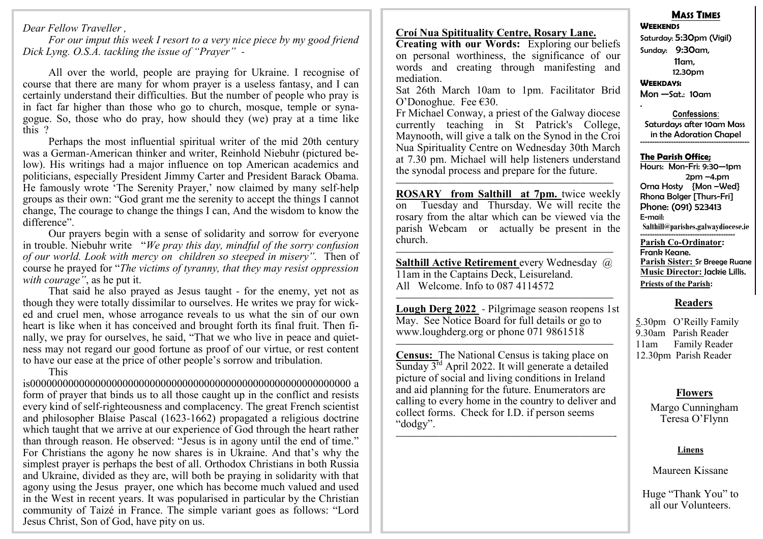*Dear Fellow Traveller ,*

*For our imput this week I resort to a very nice piece by my good friend Dick Lyng. O.S.A. tackling the issue of "Prayer" -*

All over the world, people are praying for Ukraine. I recognise of course that there are many for whom prayer is a useless fantasy, and I can certainly understand their difficulties. But the number of people who pray is in fact far higher than those who go to church, mosque, temple or synagogue. So, those who do pray, how should they (we) pray at a time like this ?

Perhaps the most influential spiritual writer of the mid 20th century was a German-American thinker and writer, Reinhold Niebuhr (pictured below). His writings had a major influence on top American academics and politicians, especially President Jimmy Carter and President Barack Obama. He famously wrote 'The Serenity Prayer,' now claimed by many self-help groups as their own: "God grant me the serenity to accept the things I cannot change, The courage to change the things I can, And the wisdom to know the difference".

Our prayers begin with a sense of solidarity and sorrow for everyone in trouble. Niebuhr write "*We pray this day, mindful of the grievous confusion of our world. Look with mercy on children so steeped in misery"*. Then of course he prayed for "*The victims of tyranny, that they may resist oppression with courage"*, as he put it.

That said he also prayed as Jesus taught - for the enemy, yet not as though they were totally dissimilar to ourselves. He writes we pray for wicked and cruel men, whose arrogance reveals to us what the sin of our own heart is like when it has conceived and brought forth its final fruit. Then finally, we pray for ourselves, he said, "That we who live in peace and quietness may not regard our good fortune as proof of our virtue, or rest content to have our ease at the price of other people's sorrow and tribulation.

This is000000000000000000000000000000000000000000000000000000000 a form of prayer that binds us to all those caught up in the conflict and resists every kind of self-righteousness and complacency. The great French scientist and philosopher Blaise Pascal (1623-1662) propagated a religious doctrine which taught that we arrive at our experience of God through the heart rather than through reason. He observed: "Jesus is in agony until the end of time." For Christians the agony he now shares is in Ukraine. And that's why the simplest prayer is perhaps the best of all. Orthodox Christians in both Russia and Ukraine, divided as they are, will both be praying in solidarity with that agony using the Jesus prayer, one which has become much valued and used in the West in recent years. It was popularised in particular by the Christian community of Taizé in France. The simple variant goes as follows: "Lord Jesus Christ, Son of God, have pity on us.

**Croí Nua Spitituality Centre, Rosary Lane.**

**Creating with our Words:** Exploring our beliefs on personal worthiness, the significance of our words and creating through manifesting and mediation.

Sat 26th March 10am to 1pm. Facilitator Brid O'Donoghue. Fee €30.

Fr Michael Conway, a priest of the Galway diocese currently teaching in St Patrick's College, Maynooth, will give a talk on the Synod in the Croí Nua Spirituality Centre on Wednesday 30th March at 7.30 pm. Michael will help listeners understand the synodal process and prepare for the future.

---

**ROSARY from Salthill at 7pm.** twice weekly on Tuesday and Thursday. We will recite the rosary from the altar which can be viewed via the parish Webcam or actually be present in the church.

---

**Salthill Active Retirement** every Wednesday @ 11am in the Captains Deck, Leisureland. All Welcome. Info to 087 4114572

---

**Lough Derg 2022** - Pilgrimage season reopens 1st May. See Notice Board for full details or go to www.loughderg.org or phone 071 9861518

---

**Census:** The National Census is taking place on Sunday 3rd April 2022. It will generate a detailed picture of social and living conditions in Ireland and aid planning for the future. Enumerators are calling to every home in the country to deliver and collect forms. Check for I.D. if person seems "dodgy".

---

## Mass Times

**Weekends**

Saturday: 5:30pm (Vigil)

Sunday: 9:30am, 11am, 12.30pm

**Weekdays:**

Mon —Sat.: 10am

**Confessions**: Saturdays after 10am Mass in the Adoration Chapel

**The Parish Office;**

Hours: Mon-Fri: 9:30—1pm 2pm –4.pm

Orna Hosty {Mon –Wed}

Rhona Bolger [Thurs-Fri]

Phone: (091) 523413

E-mail: Salthill@parishes.galwaydiocese.ie

**Parish Co-Ordinator:** Frank Keane.

**Parish Sister:** Sr Breege Ruane

**Music Director:** Jackie Lillis.

**Priests of the Parish:**

## Readers

5.30pm O'Reilly Family
9.30am Parish Reader
11am Family Reader
12.30pm Parish Reader

## Flowers

Margo Cunningham
Teresa O'Flynn

## Linens

Maureen Kissane

Huge "Thank You" to all our Volunteers.